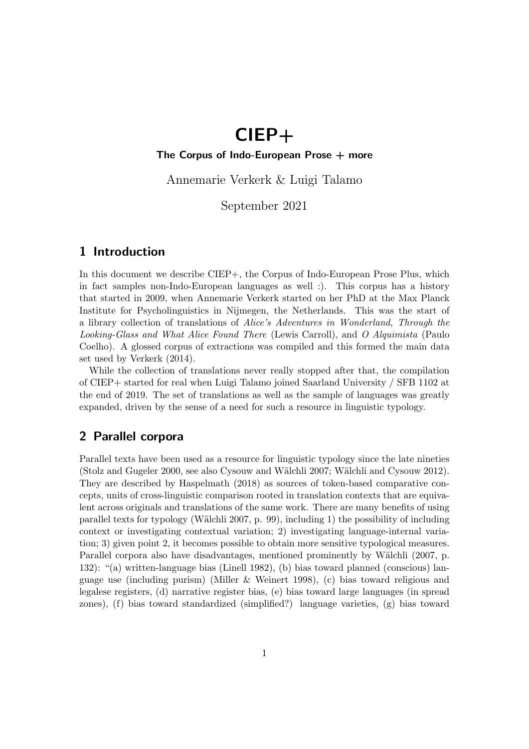# CIEP+

**The Corpus of Indo-European Prose + more**

Annemarie Verkerk & Luigi Talamo

September 2021

## 1 Introduction

In this document we describe CIEP+, the Corpus of Indo-European Prose Plus, which in fact samples non-Indo-European languages as well :). This corpus has a history that started in 2009, when Annemarie Verkerk started on her PhD at the Max Planck Institute for Psycholinguistics in Nijmegen, the Netherlands. This was the start of a library collection of translations of *Alice's Adventures in Wonderland*, *Through the Looking-Glass and What Alice Found There* (Lewis Carroll), and *O Alquimista* (Paulo Coelho). A glossed corpus of extractions was compiled and this formed the main data set used by Verkerk (2014).

While the collection of translations never really stopped after that, the compilation of CIEP+ started for real when Luigi Talamo joined Saarland University / SFB 1102 at the end of 2019. The set of translations as well as the sample of languages was greatly expanded, driven by the sense of a need for such a resource in linguistic typology.

## 2 Parallel corpora

Parallel texts have been used as a resource for linguistic typology since the late nineties (Stolz and Gugeler 2000, see also Cysouw and Wälchli 2007; Wälchli and Cysouw 2012). They are described by Haspelmath (2018) as sources of token-based comparative concepts, units of cross-linguistic comparison rooted in translation contexts that are equivalent across originals and translations of the same work. There are many benefits of using parallel texts for typology (Wälchli 2007, p. 99), including 1) the possibility of including context or investigating contextual variation; 2) investigating language-internal variation; 3) given point 2, it becomes possible to obtain more sensitive typological measures. Parallel corpora also have disadvantages, mentioned prominently by Wälchli (2007, p. 132): "(a) written-language bias (Linell 1982), (b) bias toward planned (conscious) language use (including purism) (Miller & Weinert 1998), (c) bias toward religious and legalese registers, (d) narrative register bias, (e) bias toward large languages (in spread zones), (f) bias toward standardized (simplified?) language varieties, (g) bias toward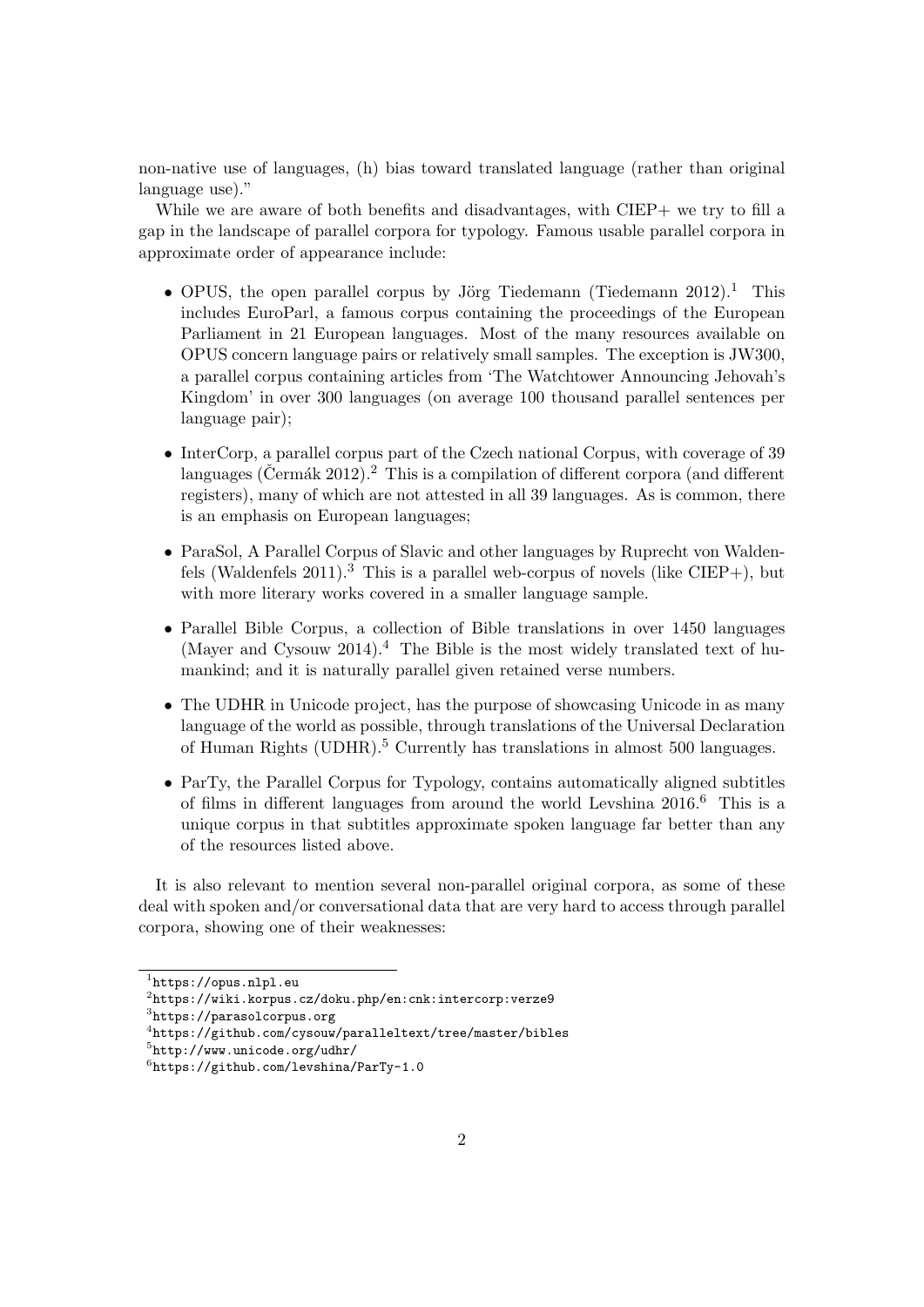non-native use of languages, (h) bias toward translated language (rather than original language use)."

While we are aware of both benefits and disadvantages, with CIEP+ we try to fill a gap in the landscape of parallel corpora for typology. Famous usable parallel corpora in approximate order of appearance include:

- OPUS, the open parallel corpus by Jörg Tiedemann (Tiedemann 2012).[1] This includes EuroParl, a famous corpus containing the proceedings of the European Parliament in 21 European languages. Most of the many resources available on OPUS concern language pairs or relatively small samples. The exception is JW300, a parallel corpus containing articles from 'The Watchtower Announcing Jehovah's Kingdom' in over 300 languages (on average 100 thousand parallel sentences per language pair);
- InterCorp, a parallel corpus part of the Czech national Corpus, with coverage of 39 languages (Čermák 2012).[2] This is a compilation of different corpora (and different registers), many of which are not attested in all 39 languages. As is common, there is an emphasis on European languages;
- ParaSol, A Parallel Corpus of Slavic and other languages by Ruprecht von Waldenfels (Waldenfels 2011).[3] This is a parallel web-corpus of novels (like CIEP+), but with more literary works covered in a smaller language sample.
- Parallel Bible Corpus, a collection of Bible translations in over 1450 languages (Mayer and Cysouw 2014).[4] The Bible is the most widely translated text of humankind; and it is naturally parallel given retained verse numbers.
- The UDHR in Unicode project, has the purpose of showcasing Unicode in as many language of the world as possible, through translations of the Universal Declaration of Human Rights (UDHR).[5] Currently has translations in almost 500 languages.
- ParTy, the Parallel Corpus for Typology, contains automatically aligned subtitles of films in different languages from around the world Levshina 2016.[6] This is a unique corpus in that subtitles approximate spoken language far better than any of the resources listed above.

It is also relevant to mention several non-parallel original corpora, as some of these deal with spoken and/or conversational data that are very hard to access through parallel corpora, showing one of their weaknesses:

[1] https://opus.nlpl.eu
[2] https://wiki.korpus.cz/doku.php/en:cnk:intercorp:verze9
[3] https://parasolcorpus.org
[4] https://github.com/cysouw/paralleltext/tree/master/bibles
[5] http://www.unicode.org/udhr/
[6] https://github.com/levshina/ParTy-1.0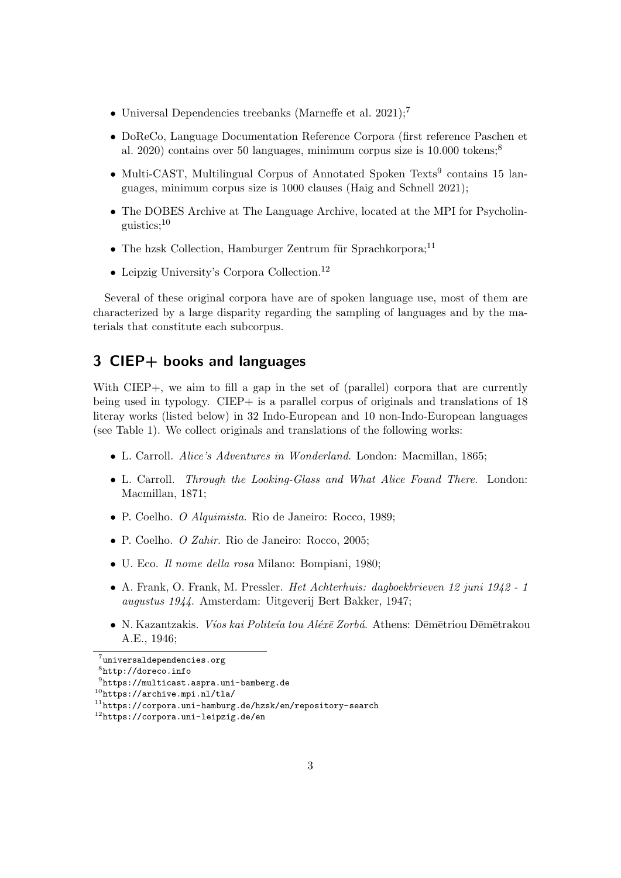- Universal Dependencies treebanks (Marneffe et al. 2021);[7]
- DoReCo, Language Documentation Reference Corpora (first reference Paschen et al. 2020) contains over 50 languages, minimum corpus size is 10.000 tokens;[8]
- Multi-CAST, Multilingual Corpus of Annotated Spoken Texts[9] contains 15 languages, minimum corpus size is 1000 clauses (Haig and Schnell 2021);
- The DOBES Archive at The Language Archive, located at the MPI for Psycholinguistics;[10]
- The hzsk Collection, Hamburger Zentrum für Sprachkorpora;[11]
- Leipzig University's Corpora Collection.[12]

Several of these original corpora have are of spoken language use, most of them are characterized by a large disparity regarding the sampling of languages and by the materials that constitute each subcorpus.

## 3 CIEP+ books and languages

With CIEP+, we aim to fill a gap in the set of (parallel) corpora that are currently being used in typology. CIEP+ is a parallel corpus of originals and translations of 18 literay works (listed below) in 32 Indo-European and 10 non-Indo-European languages (see Table 1). We collect originals and translations of the following works:

- L. Carroll. *Alice's Adventures in Wonderland*. London: Macmillan, 1865;
- L. Carroll. *Through the Looking-Glass and What Alice Found There*. London: Macmillan, 1871;
- P. Coelho. *O Alquimista*. Rio de Janeiro: Rocco, 1989;
- P. Coelho. *O Zahir*. Rio de Janeiro: Rocco, 2005;
- U. Eco. *Il nome della rosa* Milano: Bompiani, 1980;
- A. Frank, O. Frank, M. Pressler. *Het Achterhuis: dagboekbrieven 12 juni 1942 - 1 augustus 1944*. Amsterdam: Uitgeverij Bert Bakker, 1947;
- N. Kazantzakis. *Víos kai Politeía tou Aléxē Zorbá*. Athens: Dēmētriou Dēmētrakou A.E., 1946;

[7] universaldependencies.org

[8] http://doreco.info

[9] https://multicast.aspra.uni-bamberg.de

[10] https://archive.mpi.nl/tla/

[11] https://corpora.uni-hamburg.de/hzsk/en/repository-search

[12] https://corpora.uni-leipzig.de/en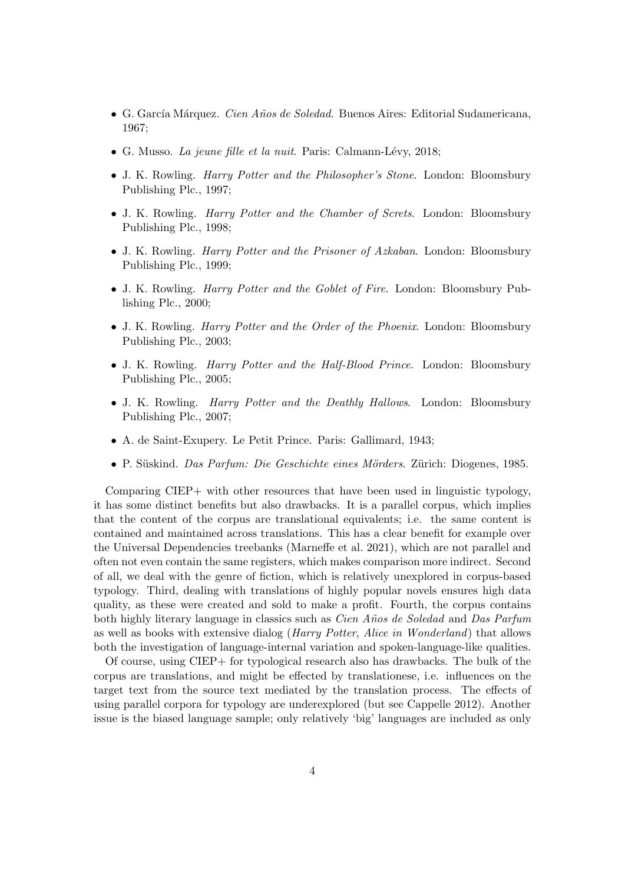- G. García Márquez. *Cien Años de Soledad*. Buenos Aires: Editorial Sudamericana, 1967;
- G. Musso. *La jeune fille et la nuit*. Paris: Calmann-Lévy, 2018;
- J. K. Rowling. *Harry Potter and the Philosopher's Stone*. London: Bloomsbury Publishing Plc., 1997;
- J. K. Rowling. *Harry Potter and the Chamber of Screts*. London: Bloomsbury Publishing Plc., 1998;
- J. K. Rowling. *Harry Potter and the Prisoner of Azkaban*. London: Bloomsbury Publishing Plc., 1999;
- J. K. Rowling. *Harry Potter and the Goblet of Fire*. London: Bloomsbury Publishing Plc., 2000;
- J. K. Rowling. *Harry Potter and the Order of the Phoenix*. London: Bloomsbury Publishing Plc., 2003;
- J. K. Rowling. *Harry Potter and the Half-Blood Prince*. London: Bloomsbury Publishing Plc., 2005;
- J. K. Rowling. *Harry Potter and the Deathly Hallows*. London: Bloomsbury Publishing Plc., 2007;
- A. de Saint-Exupery. Le Petit Prince. Paris: Gallimard, 1943;
- P. Süskind. *Das Parfum: Die Geschichte eines Mörders*. Zürich: Diogenes, 1985.

Comparing CIEP+ with other resources that have been used in linguistic typology, it has some distinct benefits but also drawbacks. It is a parallel corpus, which implies that the content of the corpus are translational equivalents; i.e. the same content is contained and maintained across translations. This has a clear benefit for example over the Universal Dependencies treebanks (Marneffe et al. 2021), which are not parallel and often not even contain the same registers, which makes comparison more indirect. Second of all, we deal with the genre of fiction, which is relatively unexplored in corpus-based typology. Third, dealing with translations of highly popular novels ensures high data quality, as these were created and sold to make a profit. Fourth, the corpus contains both highly literary language in classics such as *Cien Años de Soledad* and *Das Parfum* as well as books with extensive dialog (*Harry Potter*, *Alice in Wonderland*) that allows both the investigation of language-internal variation and spoken-language-like qualities.

Of course, using CIEP+ for typological research also has drawbacks. The bulk of the corpus are translations, and might be effected by translationese, i.e. influences on the target text from the source text mediated by the translation process. The effects of using parallel corpora for typology are underexplored (but see Cappelle 2012). Another issue is the biased language sample; only relatively 'big' languages are included as only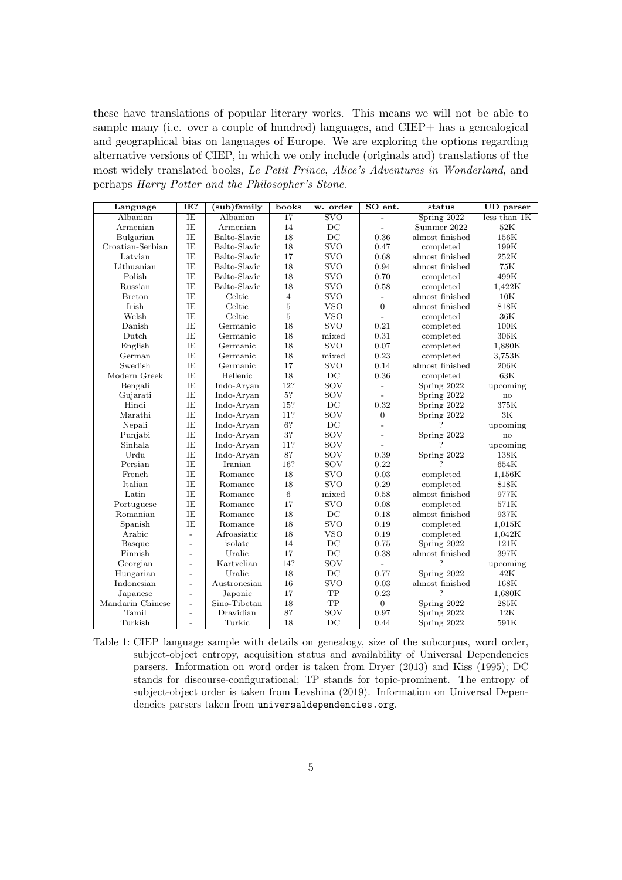these have translations of popular literary works. This means we will not be able to sample many (i.e. over a couple of hundred) languages, and CIEP+ has a genealogical and geographical bias on languages of Europe. We are exploring the options regarding alternative versions of CIEP, in which we only include (originals and) translations of the most widely translated books, *Le Petit Prince*, *Alice's Adventures in Wonderland*, and perhaps *Harry Potter and the Philosopher's Stone*.

| Language | IE? | (sub)family | books | w. order | SO ent. | status | UD parser |
|---|---|---|---|---|---|---|---|
| Albanian | IE | Albanian | 17 | SVO | - | Spring 2022 | less than 1K |
| Armenian | IE | Armenian | 14 | DC | - | Summer 2022 | 52K |
| Bulgarian | IE | Balto-Slavic | 18 | DC | 0.36 | almost finished | 156K |
| Croatian-Serbian | IE | Balto-Slavic | 18 | SVO | 0.47 | completed | 199K |
| Latvian | IE | Balto-Slavic | 17 | SVO | 0.68 | almost finished | 252K |
| Lithuanian | IE | Balto-Slavic | 18 | SVO | 0.94 | almost finished | 75K |
| Polish | IE | Balto-Slavic | 18 | SVO | 0.70 | completed | 499K |
| Russian | IE | Balto-Slavic | 18 | SVO | 0.58 | completed | 1,422K |
| Breton | IE | Celtic | 4 | SVO | - | almost finished | 10K |
| Irish | IE | Celtic | 5 | VSO | 0 | almost finished | 818K |
| Welsh | IE | Celtic | 5 | VSO | - | completed | 36K |
| Danish | IE | Germanic | 18 | SVO | 0.21 | completed | 100K |
| Dutch | IE | Germanic | 18 | mixed | 0.31 | completed | 306K |
| English | IE | Germanic | 18 | SVO | 0.07 | completed | 1,880K |
| German | IE | Germanic | 18 | mixed | 0.23 | completed | 3,753K |
| Swedish | IE | Germanic | 17 | SVO | 0.14 | almost finished | 206K |
| Modern Greek | IE | Hellenic | 18 | DC | 0.36 | completed | 63K |
| Bengali | IE | Indo-Aryan | 12? | SOV | - | Spring 2022 | upcoming |
| Gujarati | IE | Indo-Aryan | 5? | SOV | - | Spring 2022 | no |
| Hindi | IE | Indo-Aryan | 15? | DC | 0.32 | Spring 2022 | 375K |
| Marathi | IE | Indo-Aryan | 11? | SOV | 0 | Spring 2022 | 3K |
| Nepali | IE | Indo-Aryan | 6? | DC | - | ? | upcoming |
| Punjabi | IE | Indo-Aryan | 3? | SOV | - | Spring 2022 | no |
| Sinhala | IE | Indo-Aryan | 11? | SOV | - | ? | upcoming |
| Urdu | IE | Indo-Aryan | 8? | SOV | 0.39 | Spring 2022 | 138K |
| Persian | IE | Iranian | 16? | SOV | 0.22 | ? | 654K |
| French | IE | Romance | 18 | SVO | 0.03 | completed | 1,156K |
| Italian | IE | Romance | 18 | SVO | 0.29 | completed | 818K |
| Latin | IE | Romance | 6 | mixed | 0.58 | almost finished | 977K |
| Portuguese | IE | Romance | 17 | SVO | 0.08 | completed | 571K |
| Romanian | IE | Romance | 18 | DC | 0.18 | almost finished | 937K |
| Spanish | IE | Romance | 18 | SVO | 0.19 | completed | 1,015K |
| Arabic | - | Afroasiatic | 18 | VSO | 0.19 | completed | 1,042K |
| Basque | - | isolate | 14 | DC | 0.75 | Spring 2022 | 121K |
| Finnish | - | Uralic | 17 | DC | 0.38 | almost finished | 397K |
| Georgian | - | Kartvelian | 14? | SOV | - | ? | upcoming |
| Hungarian | - | Uralic | 18 | DC | 0.77 | Spring 2022 | 42K |
| Indonesian | - | Austronesian | 16 | SVO | 0.03 | almost finished | 168K |
| Japanese | - | Japonic | 17 | TP | 0.23 | ? | 1,680K |
| Mandarin Chinese | - | Sino-Tibetan | 18 | TP | 0 | Spring 2022 | 285K |
| Tamil | - | Dravidian | 8? | SOV | 0.97 | Spring 2022 | 12K |
| Turkish | - | Turkic | 18 | DC | 0.44 | Spring 2022 | 591K |

Table 1: CIEP language sample with details on genealogy, size of the subcorpus, word order, subject-object entropy, acquisition status and availability of Universal Dependencies parsers. Information on word order is taken from Dryer (2013) and Kiss (1995); DC stands for discourse-configurational; TP stands for topic-prominent. The entropy of subject-object order is taken from Levshina (2019). Information on Universal Dependencies parsers taken from `universaldependencies.org`.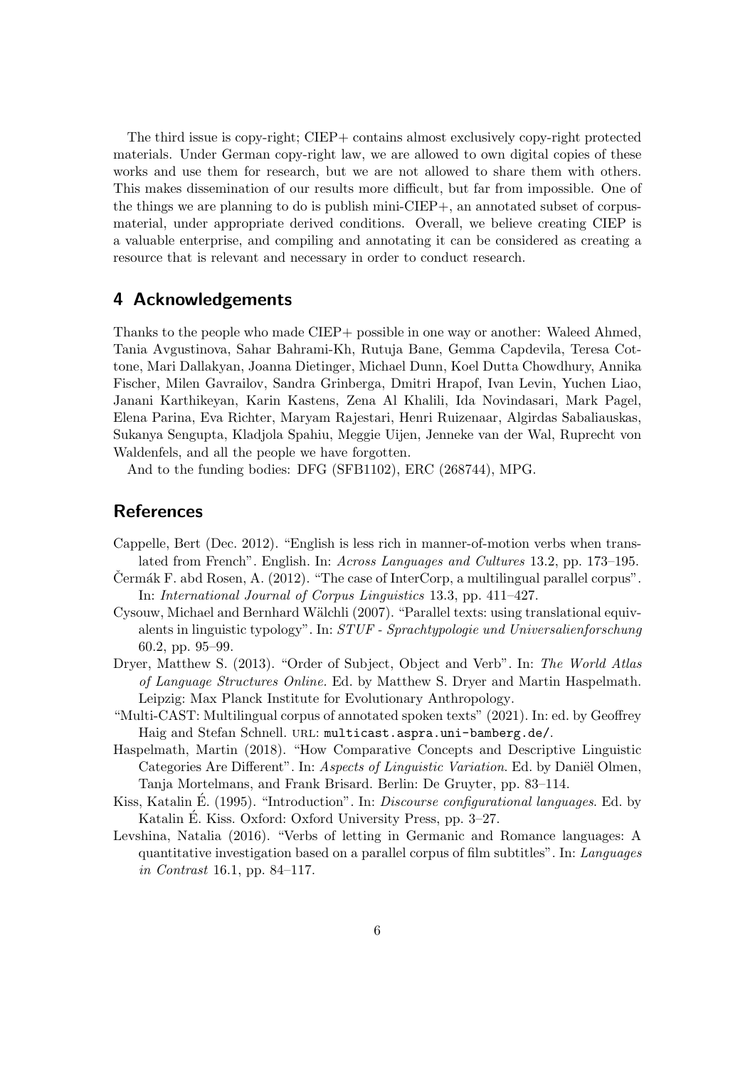The third issue is copy-right; CIEP+ contains almost exclusively copy-right protected materials. Under German copy-right law, we are allowed to own digital copies of these works and use them for research, but we are not allowed to share them with others. This makes dissemination of our results more difficult, but far from impossible. One of the things we are planning to do is publish mini-CIEP+, an annotated subset of corpus-material, under appropriate derived conditions. Overall, we believe creating CIEP is a valuable enterprise, and compiling and annotating it can be considered as creating a resource that is relevant and necessary in order to conduct research.

## 4 Acknowledgements

Thanks to the people who made CIEP+ possible in one way or another: Waleed Ahmed, Tania Avgustinova, Sahar Bahrami-Kh, Rutuja Bane, Gemma Capdevila, Teresa Cottone, Mari Dallakyan, Joanna Dietinger, Michael Dunn, Koel Dutta Chowdhury, Annika Fischer, Milen Gavrailov, Sandra Grinberga, Dmitri Hrapof, Ivan Levin, Yuchen Liao, Janani Karthikeyan, Karin Kastens, Zena Al Khalili, Ida Novindasari, Mark Pagel, Elena Parina, Eva Richter, Maryam Rajestari, Henri Ruizenaar, Algirdas Sabaliauskas, Sukanya Sengupta, Kladjola Spahiu, Meggie Uijen, Jenneke van der Wal, Ruprecht von Waldenfels, and all the people we have forgotten.

And to the funding bodies: DFG (SFB1102), ERC (268744), MPG.

## References

Cappelle, Bert (Dec. 2012). "English is less rich in manner-of-motion verbs when translated from French". English. In: *Across Languages and Cultures* 13.2, pp. 173–195.

Čermák F. abd Rosen, A. (2012). "The case of InterCorp, a multilingual parallel corpus". In: *International Journal of Corpus Linguistics* 13.3, pp. 411–427.

Cysouw, Michael and Bernhard Wälchli (2007). "Parallel texts: using translational equivalents in linguistic typology". In: *STUF - Sprachtypologie und Universalienforschung* 60.2, pp. 95–99.

Dryer, Matthew S. (2013). "Order of Subject, Object and Verb". In: *The World Atlas of Language Structures Online*. Ed. by Matthew S. Dryer and Martin Haspelmath. Leipzig: Max Planck Institute for Evolutionary Anthropology.

"Multi-CAST: Multilingual corpus of annotated spoken texts" (2021). In: ed. by Geoffrey Haig and Stefan Schnell. URL: `multicast.aspra.uni-bamberg.de/`.

Haspelmath, Martin (2018). "How Comparative Concepts and Descriptive Linguistic Categories Are Different". In: *Aspects of Linguistic Variation*. Ed. by Daniël Olmen, Tanja Mortelmans, and Frank Brisard. Berlin: De Gruyter, pp. 83–114.

Kiss, Katalin É. (1995). "Introduction". In: *Discourse configurational languages*. Ed. by Katalin É. Kiss. Oxford: Oxford University Press, pp. 3–27.

Levshina, Natalia (2016). "Verbs of letting in Germanic and Romance languages: A quantitative investigation based on a parallel corpus of film subtitles". In: *Languages in Contrast* 16.1, pp. 84–117.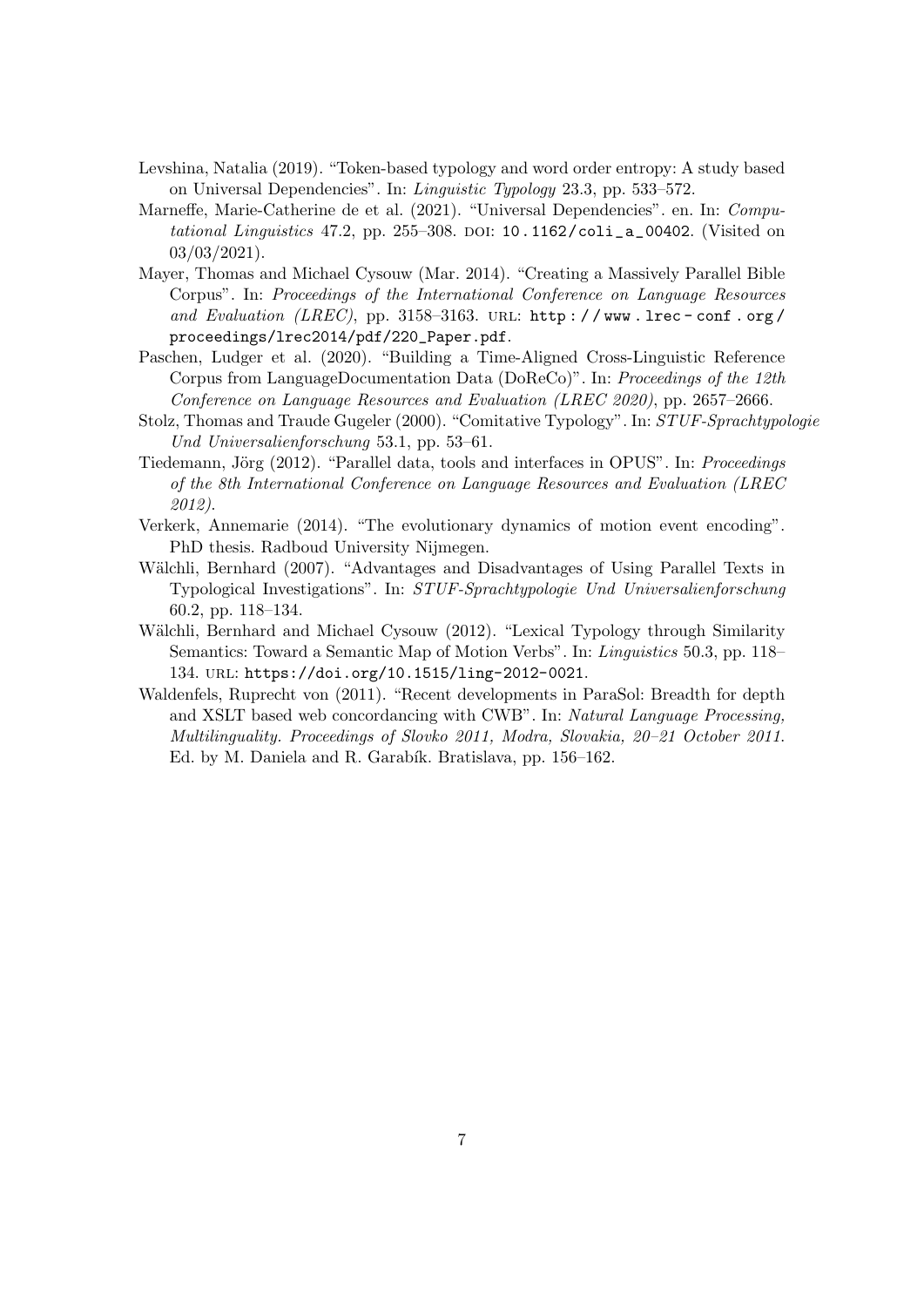Levshina, Natalia (2019). “Token-based typology and word order entropy: A study based on Universal Dependencies”. In: *Linguistic Typology* 23.3, pp. 533–572.

Marneffe, Marie-Catherine de et al. (2021). “Universal Dependencies”. en. In: *Computational Linguistics* 47.2, pp. 255–308. DOI: 10.1162/coli_a_00402. (Visited on 03/03/2021).

Mayer, Thomas and Michael Cysouw (Mar. 2014). “Creating a Massively Parallel Bible Corpus”. In: *Proceedings of the International Conference on Language Resources and Evaluation (LREC)*, pp. 3158–3163. URL: http://www.lrec-conf.org/proceedings/lrec2014/pdf/220_Paper.pdf.

Paschen, Ludger et al. (2020). “Building a Time-Aligned Cross-Linguistic Reference Corpus from LanguageDocumentation Data (DoReCo)”. In: *Proceedings of the 12th Conference on Language Resources and Evaluation (LREC 2020)*, pp. 2657–2666.

Stolz, Thomas and Traude Gugeler (2000). “Comitative Typology”. In: *STUF-Sprachtypologie Und Universalienforschung* 53.1, pp. 53–61.

Tiedemann, Jörg (2012). “Parallel data, tools and interfaces in OPUS”. In: *Proceedings of the 8th International Conference on Language Resources and Evaluation (LREC 2012)*.

Verkerk, Annemarie (2014). “The evolutionary dynamics of motion event encoding”. PhD thesis. Radboud University Nijmegen.

Wälchli, Bernhard (2007). “Advantages and Disadvantages of Using Parallel Texts in Typological Investigations”. In: *STUF-Sprachtypologie Und Universalienforschung* 60.2, pp. 118–134.

Wälchli, Bernhard and Michael Cysouw (2012). “Lexical Typology through Similarity Semantics: Toward a Semantic Map of Motion Verbs”. In: *Linguistics* 50.3, pp. 118–134. URL: https://doi.org/10.1515/ling-2012-0021.

Waldenfels, Ruprecht von (2011). “Recent developments in ParaSol: Breadth for depth and XSLT based web concordancing with CWB”. In: *Natural Language Processing, Multilinguality. Proceedings of Slovko 2011, Modra, Slovakia, 20–21 October 2011*. Ed. by M. Daniela and R. Garabík. Bratislava, pp. 156–162.